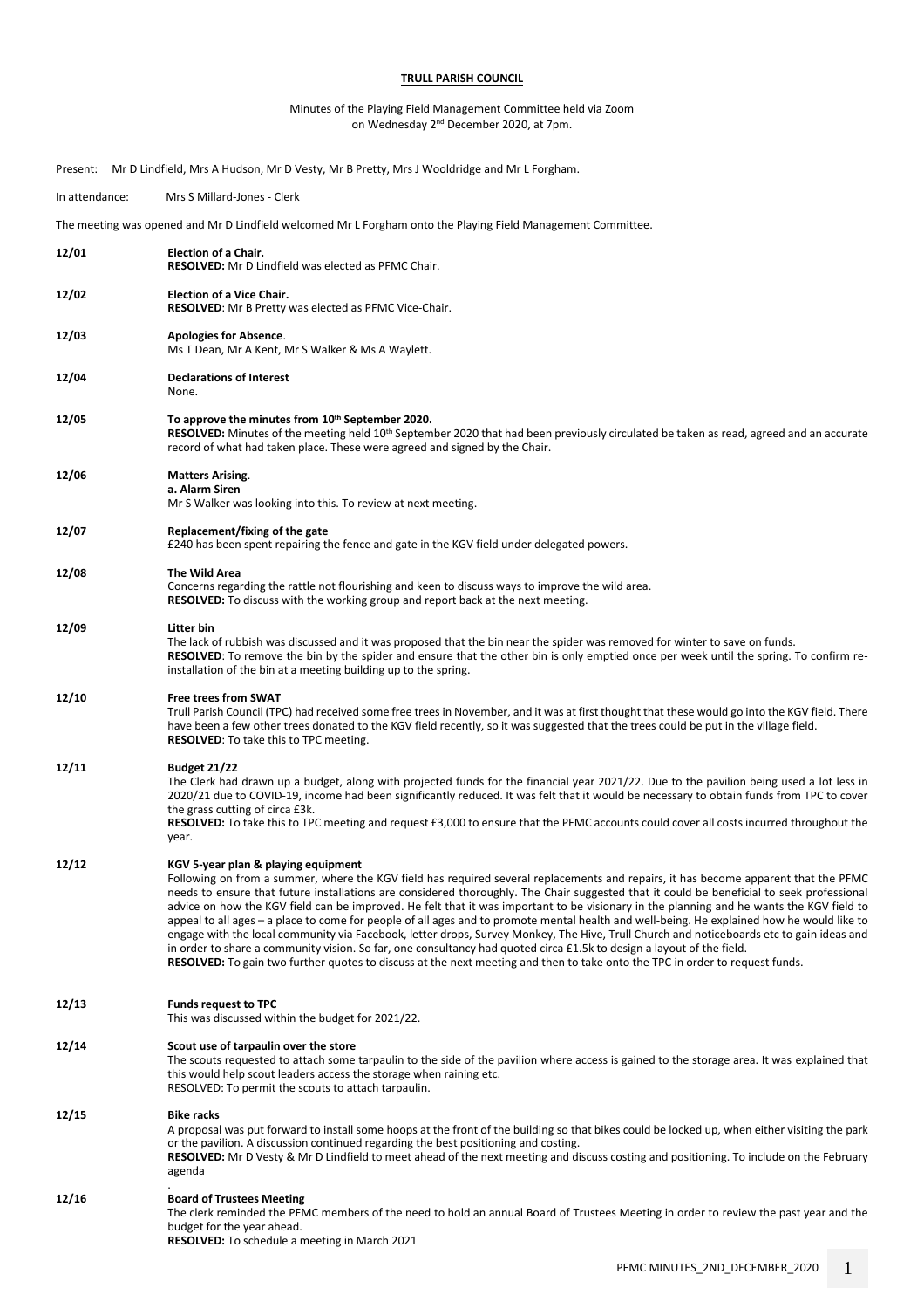**TRULL PARISH COUNCIL**

Minutes of the Playing Field Management Committee held via Zoom
on Wednesday 2nd December 2020, at 7pm.

Present: Mr D Lindfield, Mrs A Hudson, Mr D Vesty, Mr B Pretty, Mrs J Wooldridge and Mr L Forgham.

In attendance: Mrs S Millard-Jones - Clerk

The meeting was opened and Mr D Lindfield welcomed Mr L Forgham onto the Playing Field Management Committee.

**12/01 Election of a Chair.**
**RESOLVED:** Mr D Lindfield was elected as PFMC Chair.

**12/02 Election of a Vice Chair.**
**RESOLVED**: Mr B Pretty was elected as PFMC Vice-Chair.

**12/03 Apologies for Absence**.
Ms T Dean, Mr A Kent, Mr S Walker & Ms A Waylett.

**12/04 Declarations of Interest**
None.

**12/05 To approve the minutes from 10th September 2020.**
**RESOLVED:** Minutes of the meeting held 10th September 2020 that had been previously circulated be taken as read, agreed and an accurate record of what had taken place. These were agreed and signed by the Chair.

**12/06 Matters Arising**.
**a. Alarm Siren**
Mr S Walker was looking into this. To review at next meeting.

**12/07 Replacement/fixing of the gate**
£240 has been spent repairing the fence and gate in the KGV field under delegated powers.

**12/08 The Wild Area**
Concerns regarding the rattle not flourishing and keen to discuss ways to improve the wild area.
**RESOLVED:** To discuss with the working group and report back at the next meeting.

**12/09 Litter bin**
The lack of rubbish was discussed and it was proposed that the bin near the spider was removed for winter to save on funds.
**RESOLVED**: To remove the bin by the spider and ensure that the other bin is only emptied once per week until the spring. To confirm re-installation of the bin at a meeting building up to the spring.

**12/10 Free trees from SWAT**
Trull Parish Council (TPC) had received some free trees in November, and it was at first thought that these would go into the KGV field. There have been a few other trees donated to the KGV field recently, so it was suggested that the trees could be put in the village field.
**RESOLVED**: To take this to TPC meeting.

**12/11 Budget 21/22**
The Clerk had drawn up a budget, along with projected funds for the financial year 2021/22. Due to the pavilion being used a lot less in 2020/21 due to COVID-19, income had been significantly reduced. It was felt that it would be necessary to obtain funds from TPC to cover the grass cutting of circa £3k.
**RESOLVED:** To take this to TPC meeting and request £3,000 to ensure that the PFMC accounts could cover all costs incurred throughout the year.

**12/12 KGV 5-year plan & playing equipment**
Following on from a summer, where the KGV field has required several replacements and repairs, it has become apparent that the PFMC needs to ensure that future installations are considered thoroughly. The Chair suggested that it could be beneficial to seek professional advice on how the KGV field can be improved. He felt that it was important to be visionary in the planning and he wants the KGV field to appeal to all ages – a place to come for people of all ages and to promote mental health and well-being. He explained how he would like to engage with the local community via Facebook, letter drops, Survey Monkey, The Hive, Trull Church and noticeboards etc to gain ideas and in order to share a community vision. So far, one consultancy had quoted circa £1.5k to design a layout of the field.
**RESOLVED:** To gain two further quotes to discuss at the next meeting and then to take onto the TPC in order to request funds.

**12/13 Funds request to TPC**
This was discussed within the budget for 2021/22.

**12/14 Scout use of tarpaulin over the store**
The scouts requested to attach some tarpaulin to the side of the pavilion where access is gained to the storage area. It was explained that this would help scout leaders access the storage when raining etc.
RESOLVED: To permit the scouts to attach tarpaulin.

**12/15 Bike racks**
A proposal was put forward to install some hoops at the front of the building so that bikes could be locked up, when either visiting the park or the pavilion. A discussion continued regarding the best positioning and costing.
**RESOLVED:** Mr D Vesty & Mr D Lindfield to meet ahead of the next meeting and discuss costing and positioning. To include on the February agenda

**12/16 Board of Trustees Meeting**
The clerk reminded the PFMC members of the need to hold an annual Board of Trustees Meeting in order to review the past year and the budget for the year ahead.
**RESOLVED:** To schedule a meeting in March 2021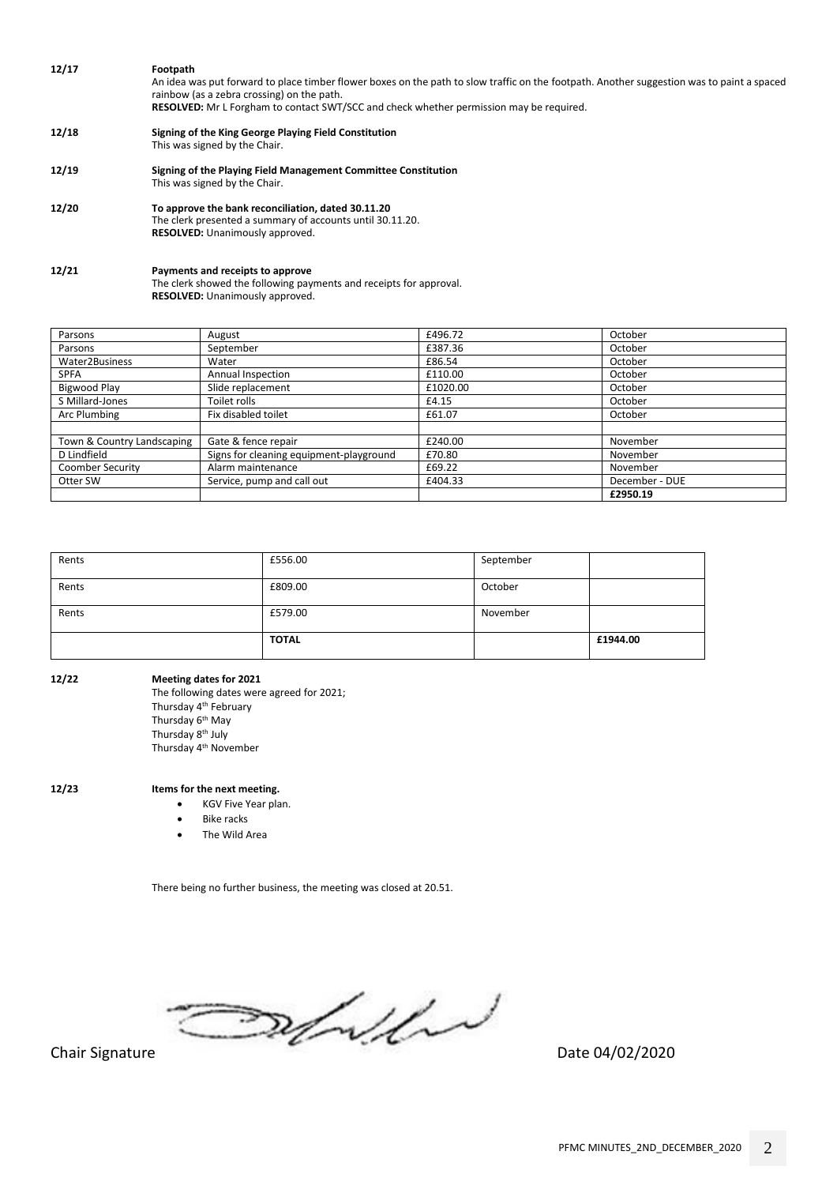**12/17 Footpath**
An idea was put forward to place timber flower boxes on the path to slow traffic on the footpath. Another suggestion was to paint a spaced rainbow (as a zebra crossing) on the path.
**RESOLVED:** Mr L Forgham to contact SWT/SCC and check whether permission may be required.

**12/18 Signing of the King George Playing Field Constitution**
This was signed by the Chair.

**12/19 Signing of the Playing Field Management Committee Constitution**
This was signed by the Chair.

**12/20 To approve the bank reconciliation, dated 30.11.20**
The clerk presented a summary of accounts until 30.11.20.
**RESOLVED:** Unanimously approved.

**12/21 Payments and receipts to approve**
The clerk showed the following payments and receipts for approval.
**RESOLVED:** Unanimously approved.

| | | | |
|---|---|---|---|
| Parsons | August | £496.72 | October |
| Parsons | September | £387.36 | October |
| Water2Business | Water | £86.54 | October |
| SPFA | Annual Inspection | £110.00 | October |
| Bigwood Play | Slide replacement | £1020.00 | October |
| S Millard-Jones | Toilet rolls | £4.15 | October |
| Arc Plumbing | Fix disabled toilet | £61.07 | October |
| | | | |
| Town & Country Landscaping | Gate & fence repair | £240.00 | November |
| D Lindfield | Signs for cleaning equipment-playground | £70.80 | November |
| Coomber Security | Alarm maintenance | £69.22 | November |
| Otter SW | Service, pump and call out | £404.33 | December - DUE |
| | | | **£2950.19** |

| | | | |
|---|---|---|---|
| Rents | £556.00 | September | |
| Rents | £809.00 | October | |
| Rents | £579.00 | November | |
| | **TOTAL** | | **£1944.00** |

**12/22 Meeting dates for 2021**
The following dates were agreed for 2021;
Thursday 4th February
Thursday 6th May
Thursday 8th July
Thursday 4th November

**12/23 Items for the next meeting.**

- KGV Five Year plan.
- Bike racks
- The Wild Area

There being no further business, the meeting was closed at 20.51.

Chair Signature Date 04/02/2020